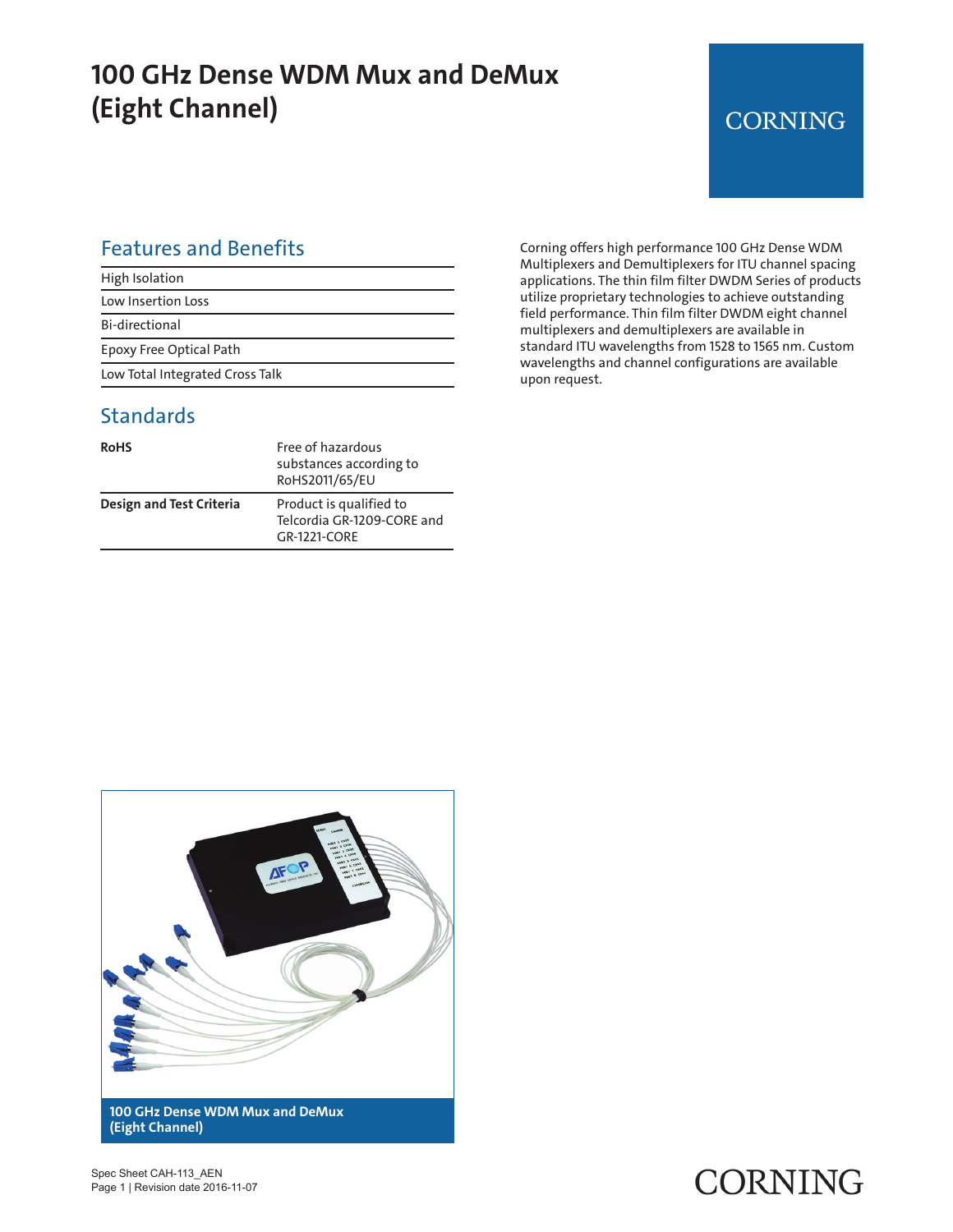# 100 GHz Dense WDM Mux and DeMux (Eight Channel)

## Features and Benefits

- High Isolation
- Low Insertion Loss
- Bi-directional
- Epoxy Free Optical Path
- Low Total Integrated Cross Talk

Corning offers high performance 100 GHz Dense WDM Multiplexers and Demultiplexers for ITU channel spacing applications. The thin film filter DWDM Series of products utilize proprietary technologies to achieve outstanding field performance. Thin film filter DWDM eight channel multiplexers and demultiplexers are available in standard ITU wavelengths from 1528 to 1565 nm. Custom wavelengths and channel configurations are available upon request.

## Standards

| | |
|---|---|
| **RoHS** | Free of hazardous substances according to RoHS2011/65/EU |
| **Design and Test Criteria** | Product is qualified to Telcordia GR-1209-CORE and GR-1221-CORE |

**100 GHz Dense WDM Mux and DeMux (Eight Channel)**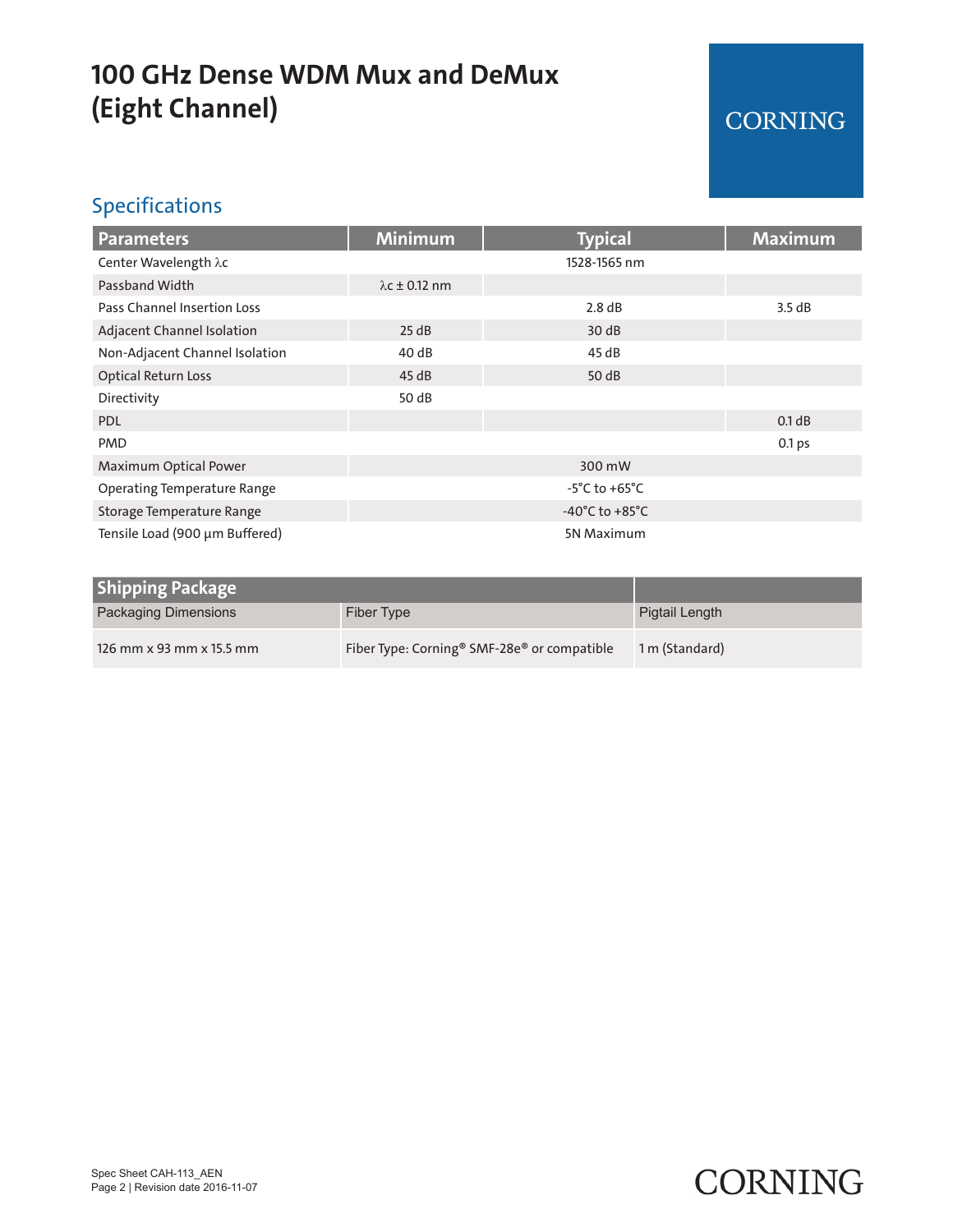# 100 GHz Dense WDM Mux and DeMux (Eight Channel)

CORNING

## Specifications

| Parameters | Minimum | Typical | Maximum |
|---|---|---|---|
| Center Wavelength λc | | 1528-1565 nm | |
| Passband Width | λc ± 0.12 nm | | |
| Pass Channel Insertion Loss | | 2.8 dB | 3.5 dB |
| Adjacent Channel Isolation | 25 dB | 30 dB | |
| Non-Adjacent Channel Isolation | 40 dB | 45 dB | |
| Optical Return Loss | 45 dB | 50 dB | |
| Directivity | 50 dB | | |
| PDL | | | 0.1 dB |
| PMD | | | 0.1 ps |
| Maximum Optical Power | | 300 mW | |
| Operating Temperature Range | | -5°C to +65°C | |
| Storage Temperature Range | | -40°C to +85°C | |
| Tensile Load (900 µm Buffered) | | 5N Maximum | |

| Shipping Package | | |
|---|---|---|
| Packaging Dimensions | Fiber Type | Pigtail Length |
| 126 mm x 93 mm x 15.5 mm | Fiber Type: Corning® SMF-28e® or compatible | 1 m (Standard) |

Spec Sheet CAH-113_AEN
Page 2 | Revision date 2016-11-07

CORNING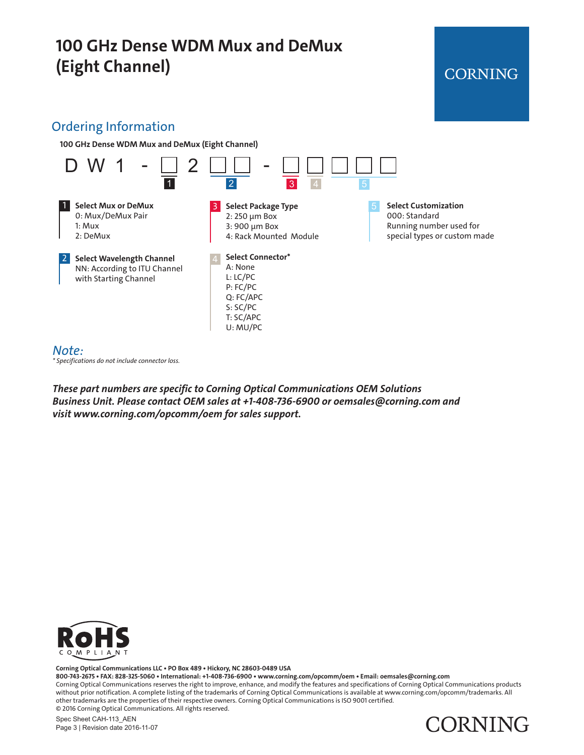# 100 GHz Dense WDM Mux and DeMux (Eight Channel)

CORNING

## Ordering Information

**100 GHz Dense WDM Mux and DeMux (Eight Channel)**

D W 1 - □ 2 □ □ - □ □ □ □ □

1 — 2 — 3 4 — 5

**1 Select Mux or DeMux**
0: Mux/DeMux Pair
1: Mux
2: DeMux

**2 Select Wavelength Channel**
NN: According to ITU Channel with Starting Channel

**3 Select Package Type**
2: 250 µm Box
3: 900 µm Box
4: Rack Mounted Module

**4 Select Connector***
A: None
L: LC/PC
P: FC/PC
Q: FC/APC
S: SC/PC
T: SC/APC
U: MU/PC

**5 Select Customization**
000: Standard
Running number used for special types or custom made

*Note:*
*\* Specifications do not include connector loss.*

***These part numbers are specific to Corning Optical Communications OEM Solutions Business Unit. Please contact OEM sales at +1-408-736-6900 or oemsales@corning.com and visit www.corning.com/opcomm/oem for sales support.***

RoHS COMPLIANT

**Corning Optical Communications LLC • PO Box 489 • Hickory, NC 28603-0489 USA**
**800-743-2675 • FAX: 828-325-5060 • International: +1-408-736-6900 • www.corning.com/opcomm/oem • Email: oemsales@corning.com**
Corning Optical Communications reserves the right to improve, enhance, and modify the features and specifications of Corning Optical Communications products without prior notification. A complete listing of the trademarks of Corning Optical Communications is available at www.corning.com/opcomm/trademarks. All other trademarks are the properties of their respective owners. Corning Optical Communications is ISO 9001 certified.
© 2016 Corning Optical Communications. All rights reserved.

Spec Sheet CAH-113_AEN
Page 3 | Revision date 2016-11-07

CORNING